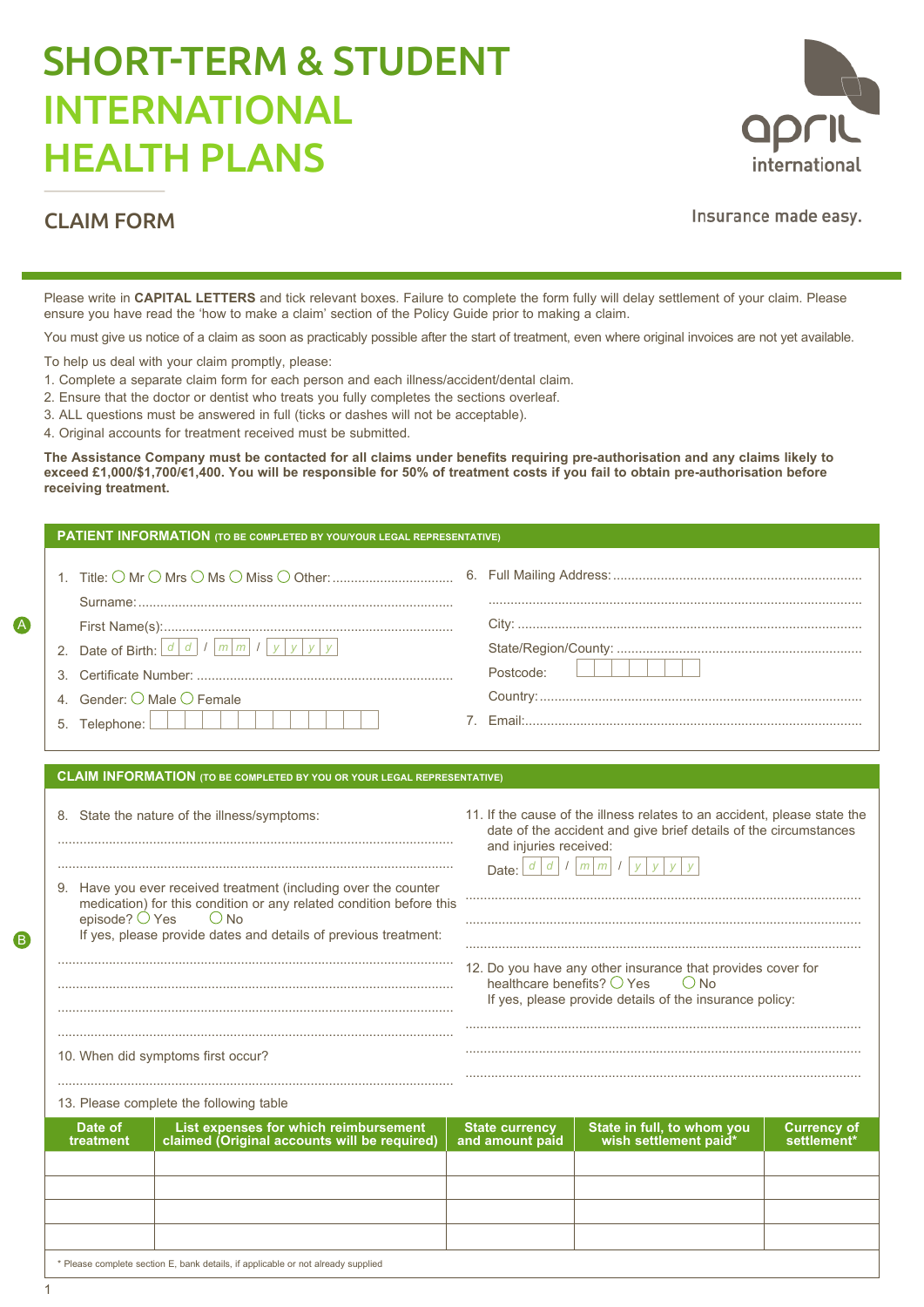# SHORT-TERM & STUDENT INTERNATIONAL HEALTH PLANS

april international

Insurance made easy.

## CLAIM FORM

Please write in **CAPITAL LETTERS** and tick relevant boxes. Failure to complete the form fully will delay settlement of your claim. Please ensure you have read the 'how to make a claim' section of the Policy Guide prior to making a claim.

You must give us notice of a claim as soon as practicably possible after the start of treatment, even where original invoices are not yet available.

To help us deal with your claim promptly, please:

1. Complete a separate claim form for each person and each illness/accident/dental claim.
2. Ensure that the doctor or dentist who treats you fully completes the sections overleaf.
3. ALL questions must be answered in full (ticks or dashes will not be acceptable).
4. Original accounts for treatment received must be submitted.

**The Assistance Company must be contacted for all claims under benefits requiring pre-authorisation and any claims likely to exceed £1,000/$1,700/€1,400. You will be responsible for 50% of treatment costs if you fail to obtain pre-authorisation before receiving treatment.**

### A — PATIENT INFORMATION (TO BE COMPLETED BY YOU/YOUR LEGAL REPRESENTATIVE)

1. Title: ○ Mr ○ Mrs ○ Ms ○ Miss ○ Other: ................................
   Surname: ................................
   First Name(s): ................................
2. Date of Birth: d d / m m / y y y y
3. Certificate Number: ................................
4. Gender: ○ Male ○ Female
5. Telephone: ☐☐☐☐☐☐☐☐☐☐☐☐☐
6. Full Mailing Address: ................................
   ................................
   City: ................................
   State/Region/County: ................................
   Postcode: ☐☐☐☐☐☐☐
   Country: ................................
7. Email: ................................

### B — CLAIM INFORMATION (TO BE COMPLETED BY YOU OR YOUR LEGAL REPRESENTATIVE)

8. State the nature of the illness/symptoms:
   ................................
   ................................
9. Have you ever received treatment (including over the counter medication) for this condition or any related condition before this episode? ○ Yes ○ No
   If yes, please provide dates and details of previous treatment:
   ................................
   ................................
   ................................
   ................................
10. When did symptoms first occur?
    ................................
11. If the cause of the illness relates to an accident, please state the date of the accident and give brief details of the circumstances and injuries received:
    Date: d d / m m / y y y y
    ................................
    ................................
    ................................
12. Do you have any other insurance that provides cover for healthcare benefits? ○ Yes ○ No
    If yes, please provide details of the insurance policy:
    ................................
    ................................
    ................................
13. Please complete the following table

| Date of treatment | List expenses for which reimbursement claimed (Original accounts will be required) | State currency and amount paid | State in full, to whom you wish settlement paid* | Currency of settlement* |
|---|---|---|---|---|
| | | | | |
| | | | | |
| | | | | |
| | | | | |

\* Please complete section E, bank details, if applicable or not already supplied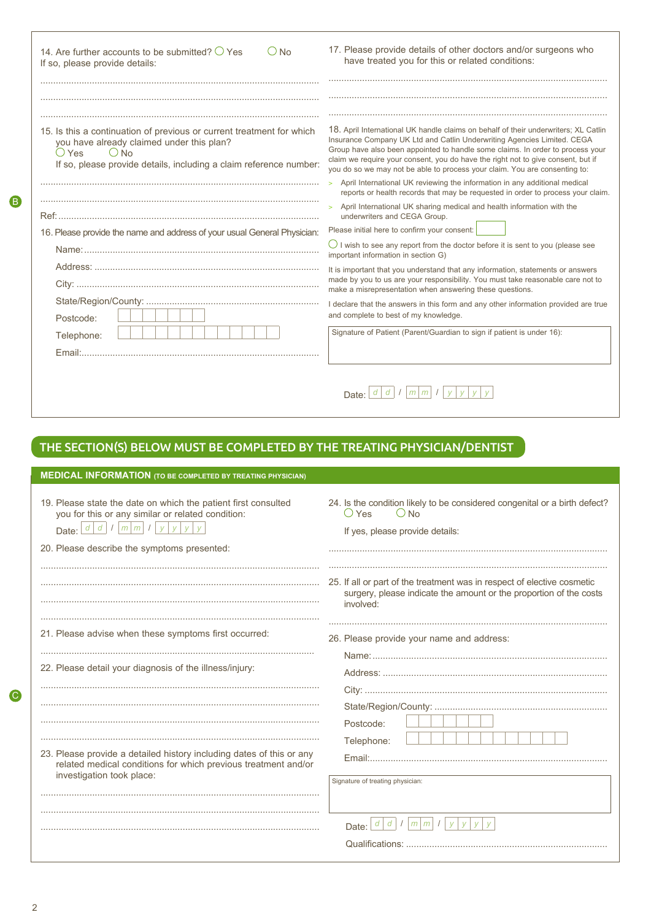B

14. Are further accounts to be submitted? ◯ Yes ◯ No
If so, please provide details:

..........................................................................................................

..........................................................................................................

..........................................................................................................

15. Is this a continuation of previous or current treatment for which you have already claimed under this plan?
◯ Yes ◯ No
If so, please provide details, including a claim reference number:

..........................................................................................................

..........................................................................................................

Ref: ..........................................................................................................

16. Please provide the name and address of your usual General Physician:

Name: ..........................................................................................................

Address: ..........................................................................................................

City: ..........................................................................................................

State/Region/County: ..........................................................................................................

Postcode:

Telephone:

Email: ..........................................................................................................

17. Please provide details of other doctors and/or surgeons who have treated you for this or related conditions:

..........................................................................................................

..........................................................................................................

..........................................................................................................

18. April International UK handle claims on behalf of their underwriters; XL Catlin Insurance Company UK Ltd and Catlin Underwriting Agencies Limited. CEGA Group have also been appointed to handle some claims. In order to process your claim we require your consent, you do have the right not to give consent, but if you do so we may not be able to process your claim. You are consenting to:

> April International UK reviewing the information in any additional medical reports or health records that may be requested in order to process your claim.

> April International UK sharing medical and health information with the underwriters and CEGA Group.

Please initial here to confirm your consent:

◯ I wish to see any report from the doctor before it is sent to you (please see important information in section G)

It is important that you understand that any information, statements or answers made by you to us are your responsibility. You must take reasonable care not to make a misrepresentation when answering these questions.

I declare that the answers in this form and any other information provided are true and complete to best of my knowledge.

Signature of Patient (Parent/Guardian to sign if patient is under 16):

Date: d d / m m / y y y y

## THE SECTION(S) BELOW MUST BE COMPLETED BY THE TREATING PHYSICIAN/DENTIST

### MEDICAL INFORMATION (TO BE COMPLETED BY TREATING PHYSICIAN)

C

19. Please state the date on which the patient first consulted you for this or any similar or related condition:
Date: d d / m m / y y y y

20. Please describe the symptoms presented:

..........................................................................................................

..........................................................................................................

..........................................................................................................

..........................................................................................................

21. Please advise when these symptoms first occurred:

..........................................................................................................

22. Please detail your diagnosis of the illness/injury:

..........................................................................................................

..........................................................................................................

..........................................................................................................

..........................................................................................................

23. Please provide a detailed history including dates of this or any related medical conditions for which previous treatment and/or investigation took place:

..........................................................................................................

..........................................................................................................

..........................................................................................................

24. Is the condition likely to be considered congenital or a birth defect?
◯ Yes ◯ No
If yes, please provide details:

..........................................................................................................

..........................................................................................................

25. If all or part of the treatment was in respect of elective cosmetic surgery, please indicate the amount or the proportion of the costs involved:

..........................................................................................................

26. Please provide your name and address:

Name: ..........................................................................................................

Address: ..........................................................................................................

City: ..........................................................................................................

State/Region/County: ..........................................................................................................

Postcode:

Telephone:

Email: ..........................................................................................................

Signature of treating physician:

Date: d d / m m / y y y y

Qualifications: ..........................................................................................................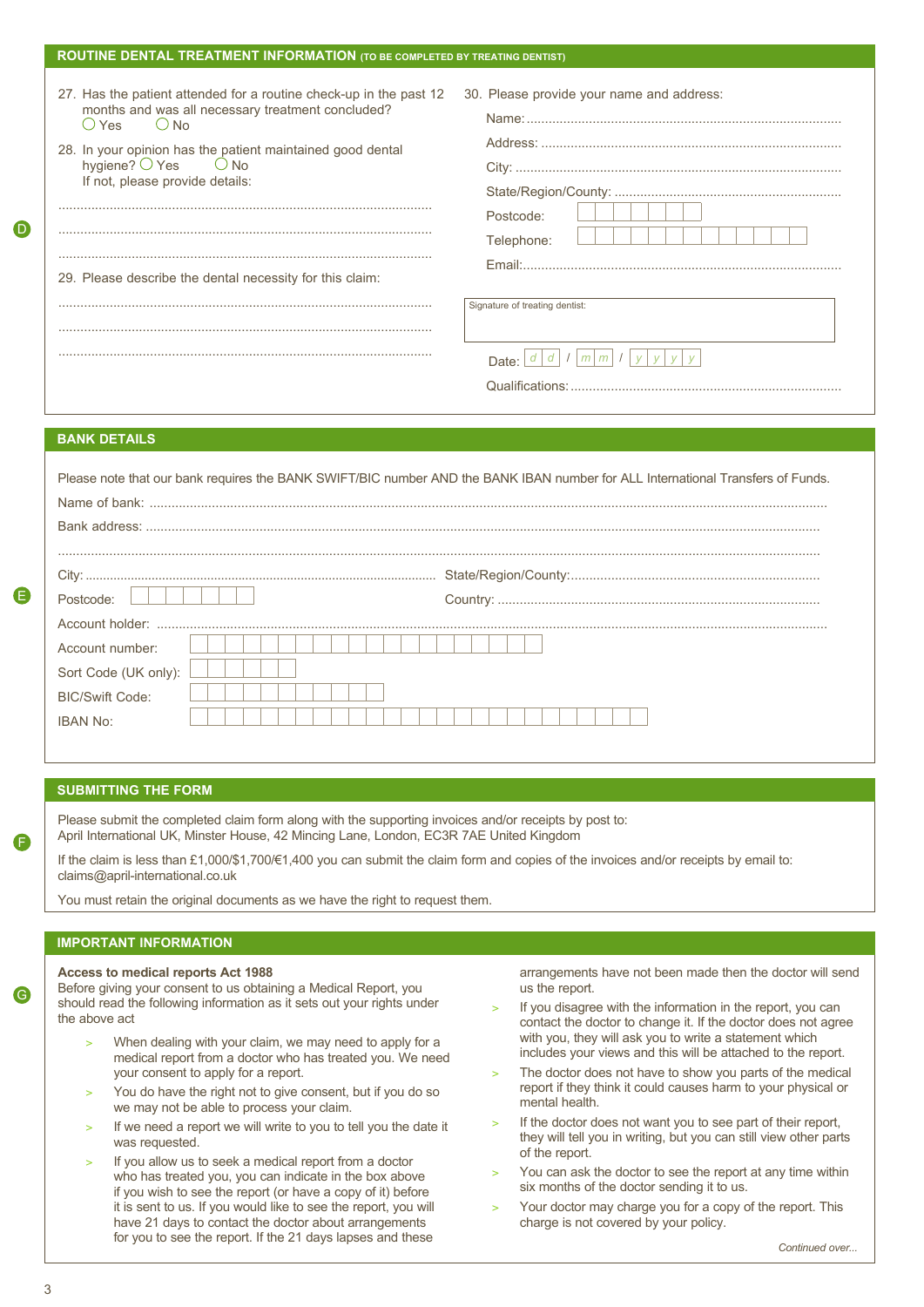## ROUTINE DENTAL TREATMENT INFORMATION (TO BE COMPLETED BY TREATING DENTIST)

D

27. Has the patient attended for a routine check-up in the past 12 months and was all necessary treatment concluded?
 ◯ Yes ◯ No

28. In your opinion has the patient maintained good dental hygiene? ◯ Yes ◯ No
 If not, please provide details:

 ..........................................................................................

 ..........................................................................................

 ..........................................................................................

29. Please describe the dental necessity for this claim:

 ..........................................................................................

 ..........................................................................................

 ..........................................................................................

30. Please provide your name and address:

 Name: ..........................................................................................

 Address: ..........................................................................................

 City: ..........................................................................................

 State/Region/County: ..........................................................................................

 Postcode: [ | | | | | | | ]

 Telephone: [ | | | | | | | | | | | | | ]

 Email: ..........................................................................................

 Signature of treating dentist:

 Date: d d / m m / y y y y

 Qualifications: ..........................................................................................

## BANK DETAILS

E

Please note that our bank requires the BANK SWIFT/BIC number AND the BANK IBAN number for ALL International Transfers of Funds.

Name of bank: ..........................................................................................

Bank address: ..........................................................................................

..........................................................................................

City: .......................................................... State/Region/County: ..........................................................

Postcode: [ | | | | | | | ] Country: ..........................................................

Account holder: ..........................................................................................

Account number: [ | | | | | | | | | | | | | | | | | | | ]

Sort Code (UK only): [ | | | | | | ]

BIC/Swift Code: [ | | | | | | | | | | | ]

IBAN No: [ | | | | | | | | | | | | | | | | | | | | | | | | | | ]

## SUBMITTING THE FORM

F

Please submit the completed claim form along with the supporting invoices and/or receipts by post to:
April International UK, Minster House, 42 Mincing Lane, London, EC3R 7AE United Kingdom

If the claim is less than £1,000/$1,700/€1,400 you can submit the claim form and copies of the invoices and/or receipts by email to:
claims@april-international.co.uk

You must retain the original documents as we have the right to request them.

## IMPORTANT INFORMATION

G

**Access to medical reports Act 1988**
Before giving your consent to us obtaining a Medical Report, you should read the following information as it sets out your rights under the above act

- When dealing with your claim, we may need to apply for a medical report from a doctor who has treated you. We need your consent to apply for a report.
- You do have the right not to give consent, but if you do so we may not be able to process your claim.
- If we need a report we will write to you to tell you the date it was requested.
- If you allow us to seek a medical report from a doctor who has treated you, you can indicate in the box above if you wish to see the report (or have a copy of it) before it is sent to us. If you would like to see the report, you will have 21 days to contact the doctor about arrangements for you to see the report. If the 21 days lapses and these arrangements have not been made then the doctor will send us the report.
- If you disagree with the information in the report, you can contact the doctor to change it. If the doctor does not agree with you, they will ask you to write a statement which includes your views and this will be attached to the report.
- The doctor does not have to show you parts of the medical report if they think it could causes harm to your physical or mental health.
- If the doctor does not want you to see part of their report, they will tell you in writing, but you can still view other parts of the report.
- You can ask the doctor to see the report at any time within six months of the doctor sending it to us.
- Your doctor may charge you for a copy of the report. This charge is not covered by your policy.

*Continued over...*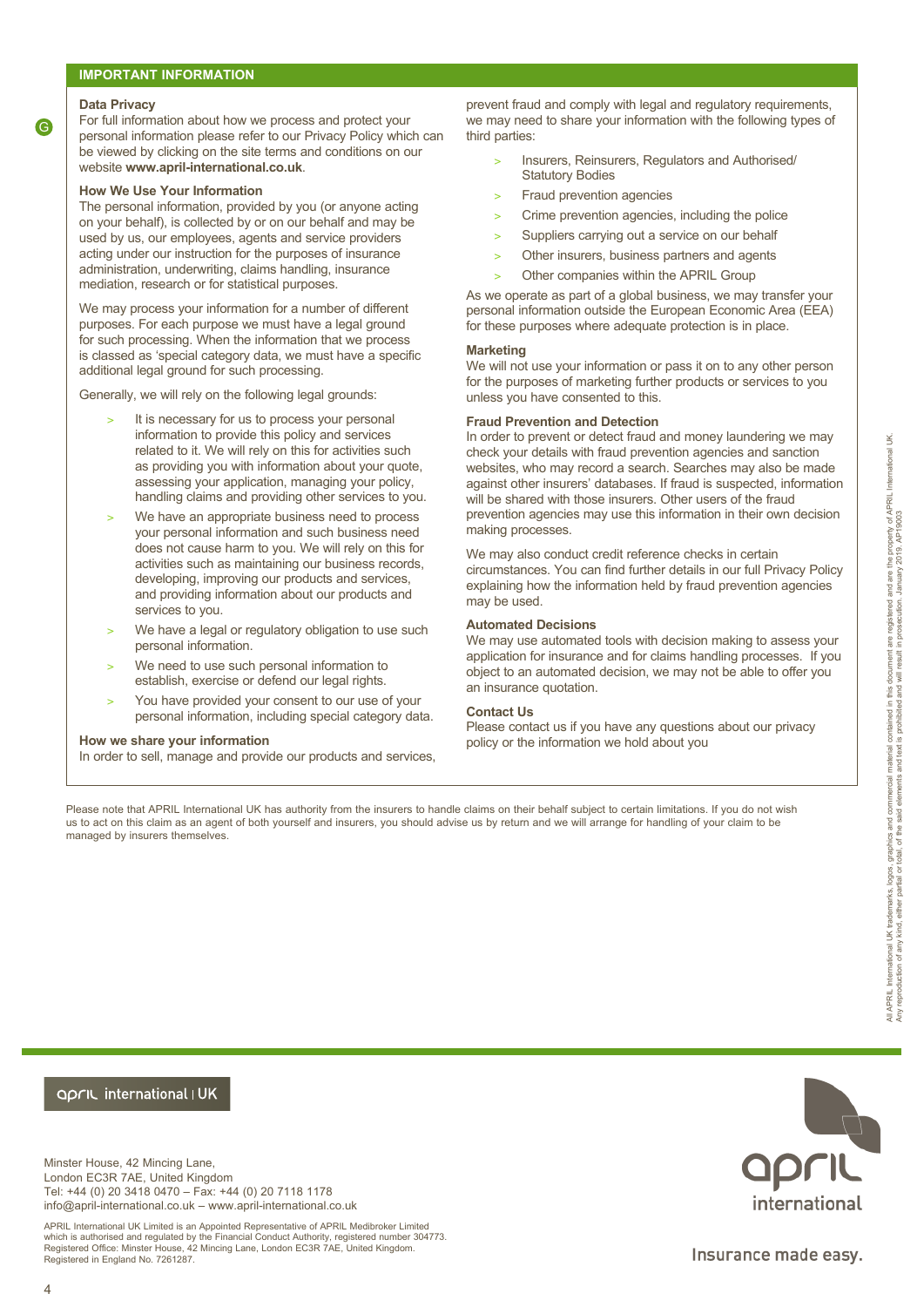## IMPORTANT INFORMATION

### Data Privacy

For full information about how we process and protect your personal information please refer to our Privacy Policy which can be viewed by clicking on the site terms and conditions on our website **www.april-international.co.uk**.

### How We Use Your Information

The personal information, provided by you (or anyone acting on your behalf), is collected by or on our behalf and may be used by us, our employees, agents and service providers acting under our instruction for the purposes of insurance administration, underwriting, claims handling, insurance mediation, research or for statistical purposes.

We may process your information for a number of different purposes. For each purpose we must have a legal ground for such processing. When the information that we process is classed as 'special category data, we must have a specific additional legal ground for such processing.

Generally, we will rely on the following legal grounds:

- It is necessary for us to process your personal information to provide this policy and services related to it. We will rely on this for activities such as providing you with information about your quote, assessing your application, managing your policy, handling claims and providing other services to you.
- We have an appropriate business need to process your personal information and such business need does not cause harm to you. We will rely on this for activities such as maintaining our business records, developing, improving our products and services, and providing information about our products and services to you.
- We have a legal or regulatory obligation to use such personal information.
- We need to use such personal information to establish, exercise or defend our legal rights.
- You have provided your consent to our use of your personal information, including special category data.

### How we share your information

In order to sell, manage and provide our products and services, prevent fraud and comply with legal and regulatory requirements, we may need to share your information with the following types of third parties:

- Insurers, Reinsurers, Regulators and Authorised/Statutory Bodies
- Fraud prevention agencies
- Crime prevention agencies, including the police
- Suppliers carrying out a service on our behalf
- Other insurers, business partners and agents
- Other companies within the APRIL Group

As we operate as part of a global business, we may transfer your personal information outside the European Economic Area (EEA) for these purposes where adequate protection is in place.

### Marketing

We will not use your information or pass it on to any other person for the purposes of marketing further products or services to you unless you have consented to this.

### Fraud Prevention and Detection

In order to prevent or detect fraud and money laundering we may check your details with fraud prevention agencies and sanction websites, who may record a search. Searches may also be made against other insurers' databases. If fraud is suspected, information will be shared with those insurers. Other users of the fraud prevention agencies may use this information in their own decision making processes.

We may also conduct credit reference checks in certain circumstances. You can find further details in our full Privacy Policy explaining how the information held by fraud prevention agencies may be used.

### Automated Decisions

We may use automated tools with decision making to assess your application for insurance and for claims handling processes. If you object to an automated decision, we may not be able to offer you an insurance quotation.

### Contact Us

Please contact us if you have any questions about our privacy policy or the information we hold about you

Please note that APRIL International UK has authority from the insurers to handle claims on their behalf subject to certain limitations. If you do not wish us to act on this claim as an agent of both yourself and insurers, you should advise us by return and we will arrange for handling of your claim to be managed by insurers themselves.

All APRIL International UK trademarks, logos, graphics and commercial material contained in this document are registered and are the property of APRIL International UK. Any reproduction of any kind, either partial or total, of the said elements and text is prohibited and will result in prosecution. January 2019. AP19003

april international | UK

Minster House, 42 Mincing Lane,
London EC3R 7AE, United Kingdom
Tel: +44 (0) 20 3418 0470 – Fax: +44 (0) 20 7118 1178
info@april-international.co.uk – www.april-international.co.uk

APRIL International UK Limited is an Appointed Representative of APRIL Medibroker Limited which is authorised and regulated by the Financial Conduct Authority, registered number 304773. Registered Office: Minster House, 42 Mincing Lane, London EC3R 7AE, United Kingdom. Registered in England No. 7261287.

april international

Insurance made easy.